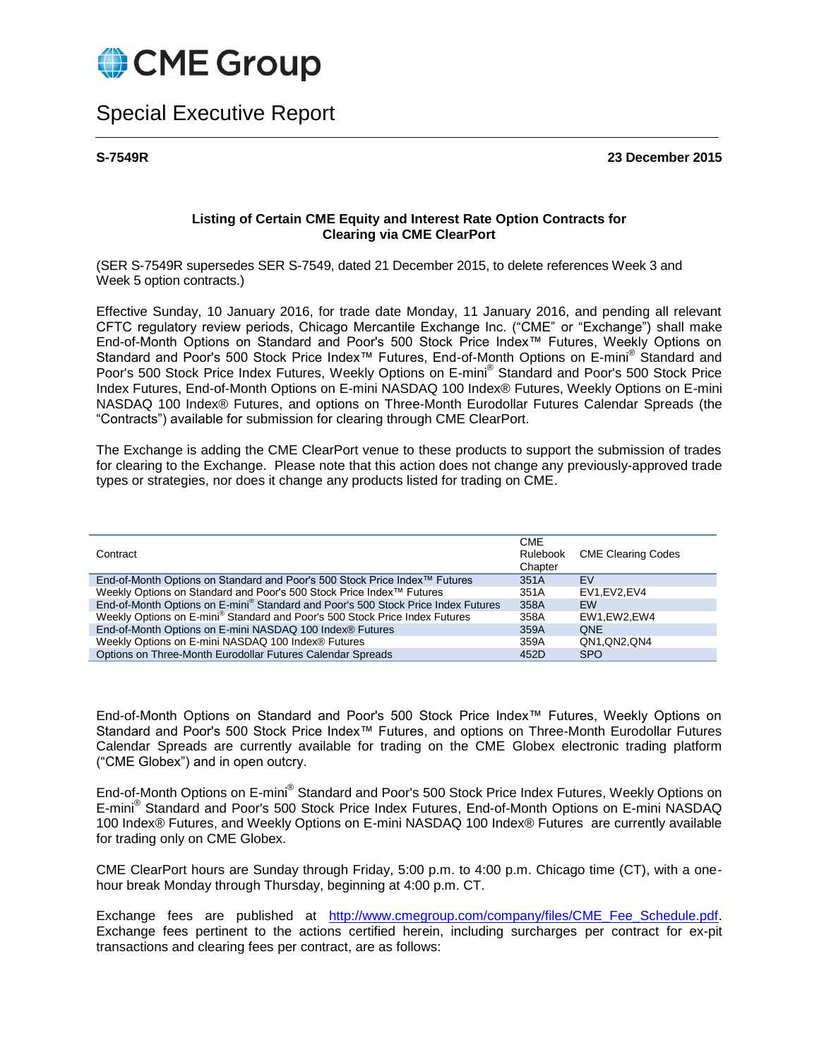# CME Group

## Special Executive Report

**S-7549R** **23 December 2015**

**Listing of Certain CME Equity and Interest Rate Option Contracts for Clearing via CME ClearPort**

(SER S-7549R supersedes SER S-7549, dated 21 December 2015, to delete references Week 3 and Week 5 option contracts.)

Effective Sunday, 10 January 2016, for trade date Monday, 11 January 2016, and pending all relevant CFTC regulatory review periods, Chicago Mercantile Exchange Inc. ("CME" or "Exchange") shall make End-of-Month Options on Standard and Poor's 500 Stock Price Index™ Futures, Weekly Options on Standard and Poor's 500 Stock Price Index™ Futures, End-of-Month Options on E-mini® Standard and Poor's 500 Stock Price Index Futures, Weekly Options on E-mini® Standard and Poor's 500 Stock Price Index Futures, End-of-Month Options on E-mini NASDAQ 100 Index® Futures, Weekly Options on E-mini NASDAQ 100 Index® Futures, and options on Three-Month Eurodollar Futures Calendar Spreads (the "Contracts") available for submission for clearing through CME ClearPort.

The Exchange is adding the CME ClearPort venue to these products to support the submission of trades for clearing to the Exchange. Please note that this action does not change any previously-approved trade types or strategies, nor does it change any products listed for trading on CME.

| Contract | CME Rulebook Chapter | CME Clearing Codes |
|---|---|---|
| End-of-Month Options on Standard and Poor's 500 Stock Price Index™ Futures | 351A | EV |
| Weekly Options on Standard and Poor's 500 Stock Price Index™ Futures | 351A | EV1,EV2,EV4 |
| End-of-Month Options on E-mini® Standard and Poor's 500 Stock Price Index Futures | 358A | EW |
| Weekly Options on E-mini® Standard and Poor's 500 Stock Price Index Futures | 358A | EW1,EW2,EW4 |
| End-of-Month Options on E-mini NASDAQ 100 Index® Futures | 359A | QNE |
| Weekly Options on E-mini NASDAQ 100 Index® Futures | 359A | QN1,QN2,QN4 |
| Options on Three-Month Eurodollar Futures Calendar Spreads | 452D | SPO |

End-of-Month Options on Standard and Poor's 500 Stock Price Index™ Futures, Weekly Options on Standard and Poor's 500 Stock Price Index™ Futures, and options on Three-Month Eurodollar Futures Calendar Spreads are currently available for trading on the CME Globex electronic trading platform ("CME Globex") and in open outcry.

End-of-Month Options on E-mini® Standard and Poor's 500 Stock Price Index Futures, Weekly Options on E-mini® Standard and Poor's 500 Stock Price Index Futures, End-of-Month Options on E-mini NASDAQ 100 Index® Futures, and Weekly Options on E-mini NASDAQ 100 Index® Futures are currently available for trading only on CME Globex.

CME ClearPort hours are Sunday through Friday, 5:00 p.m. to 4:00 p.m. Chicago time (CT), with a one-hour break Monday through Thursday, beginning at 4:00 p.m. CT.

Exchange fees are published at http://www.cmegroup.com/company/files/CME_Fee_Schedule.pdf. Exchange fees pertinent to the actions certified herein, including surcharges per contract for ex-pit transactions and clearing fees per contract, are as follows: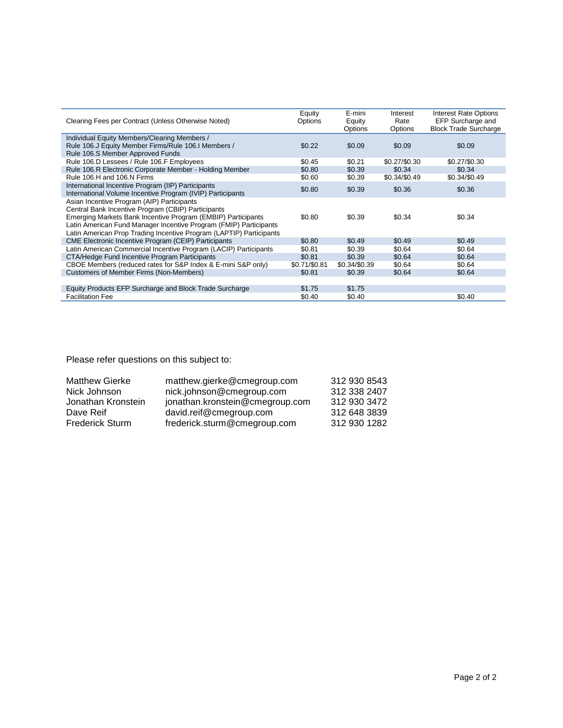| Clearing Fees per Contract (Unless Otherwise Noted) | Equity Options | E-mini Equity Options | Interest Rate Options | Interest Rate Options EFP Surcharge and Block Trade Surcharge |
|---|---|---|---|---|
| Individual Equity Members/Clearing Members / Rule 106.J Equity Member Firms/Rule 106.I Members / Rule 106.S Member Approved Funds | $0.22 | $0.09 | $0.09 | $0.09 |
| Rule 106.D Lessees / Rule 106.F Employees | $0.45 | $0.21 | $0.27/$0.30 | $0.27/$0.30 |
| Rule 106.R Electronic Corporate Member - Holding Member | $0.80 | $0.39 | $0.34 | $0.34 |
| Rule 106.H and 106.N Firms | $0.60 | $0.39 | $0.34/$0.49 | $0.34/$0.49 |
| International Incentive Program (IIP) Participants International Volume Incentive Program (IVIP) Participants | $0.80 | $0.39 | $0.36 | $0.36 |
| Asian Incentive Program (AIP) Participants Central Bank Incentive Program (CBIP) Participants Emerging Markets Bank Incentive Program (EMBIP) Participants Latin American Fund Manager Incentive Program (FMIP) Participants Latin American Prop Trading Incentive Program (LAPTIP) Participants | $0.80 | $0.39 | $0.34 | $0.34 |
| CME Electronic Incentive Program (CEIP) Participants | $0.80 | $0.49 | $0.49 | $0.49 |
| Latin American Commercial Incentive Program (LACIP) Participants | $0.81 | $0.39 | $0.64 | $0.64 |
| CTA/Hedge Fund Incentive Program Participants | $0.81 | $0.39 | $0.64 | $0.64 |
| CBOE Members (reduced rates for S&P Index & E-mini S&P only) | $0.71/$0.81 | $0.34/$0.39 | $0.64 | $0.64 |
| Customers of Member Firms (Non-Members) | $0.81 | $0.39 | $0.64 | $0.64 |
| | | | | |
| Equity Products EFP Surcharge and Block Trade Surcharge | $1.75 | $1.75 | | |
| Facilitation Fee | $0.40 | $0.40 | | $0.40 |

Please refer questions on this subject to:

| | | |
|---|---|---|
| Matthew Gierke | matthew.gierke@cmegroup.com | 312 930 8543 |
| Nick Johnson | nick.johnson@cmegroup.com | 312 338 2407 |
| Jonathan Kronstein | jonathan.kronstein@cmegroup.com | 312 930 3472 |
| Dave Reif | david.reif@cmegroup.com | 312 648 3839 |
| Frederick Sturm | frederick.sturm@cmegroup.com | 312 930 1282 |